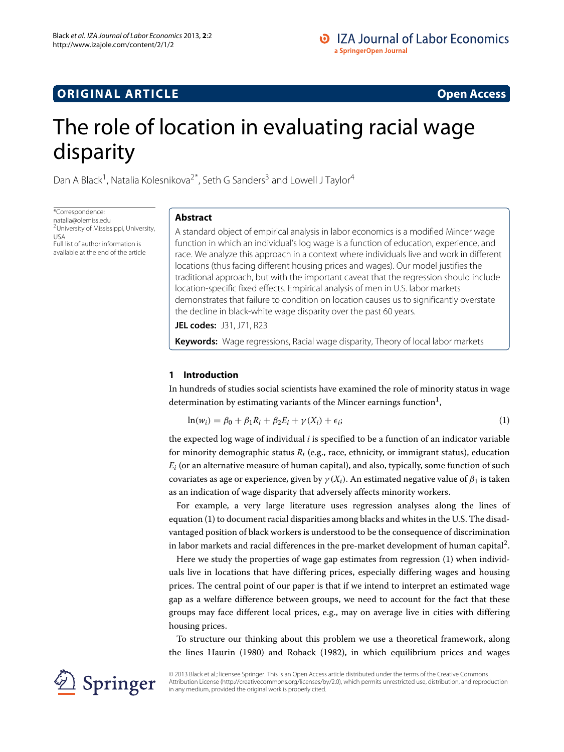## ORIGINAL ARTICLE — Open Access

# The role of location in evaluating racial wage disparity

Dan A Black[1], Natalia Kolesnikova[2*], Seth G Sanders[3] and Lowell J Taylor[4]

*Correspondence: natalia@olemiss.edu
[2]University of Mississippi, University, USA
Full list of author information is available at the end of the article

### Abstract

A standard object of empirical analysis in labor economics is a modified Mincer wage function in which an individual's log wage is a function of education, experience, and race. We analyze this approach in a context where individuals live and work in different locations (thus facing different housing prices and wages). Our model justifies the traditional approach, but with the important caveat that the regression should include location-specific fixed effects. Empirical analysis of men in U.S. labor markets demonstrates that failure to condition on location causes us to significantly overstate the decline in black-white wage disparity over the past 60 years.

**JEL codes:** J31, J71, R23

**Keywords:** Wage regressions, Racial wage disparity, Theory of local labor markets

## 1 Introduction

In hundreds of studies social scientists have examined the role of minority status in wage determination by estimating variants of the Mincer earnings function[1],

$$\ln(w_i) = \beta_0 + \beta_1 R_i + \beta_2 E_i + \gamma(X_i) + \epsilon_i; \tag{1}$$

the expected log wage of individual $i$ is specified to be a function of an indicator variable for minority demographic status $R_i$ (e.g., race, ethnicity, or immigrant status), education $E_i$ (or an alternative measure of human capital), and also, typically, some function of such covariates as age or experience, given by $\gamma(X_i)$. An estimated negative value of $\beta_1$ is taken as an indication of wage disparity that adversely affects minority workers.

For example, a very large literature uses regression analyses along the lines of equation (1) to document racial disparities among blacks and whites in the U.S. The disadvantaged position of black workers is understood to be the consequence of discrimination in labor markets and racial differences in the pre-market development of human capital[2].

Here we study the properties of wage gap estimates from regression (1) when individuals live in locations that have differing prices, especially differing wages and housing prices. The central point of our paper is that if we intend to interpret an estimated wage gap as a welfare difference between groups, we need to account for the fact that these groups may face different local prices, e.g., may on average live in cities with differing housing prices.

To structure our thinking about this problem we use a theoretical framework, along the lines Haurin (1980) and Roback (1982), in which equilibrium prices and wages

© 2013 Black et al.; licensee Springer. This is an Open Access article distributed under the terms of the Creative Commons Attribution License (http://creativecommons.org/licenses/by/2.0), which permits unrestricted use, distribution, and reproduction in any medium, provided the original work is properly cited.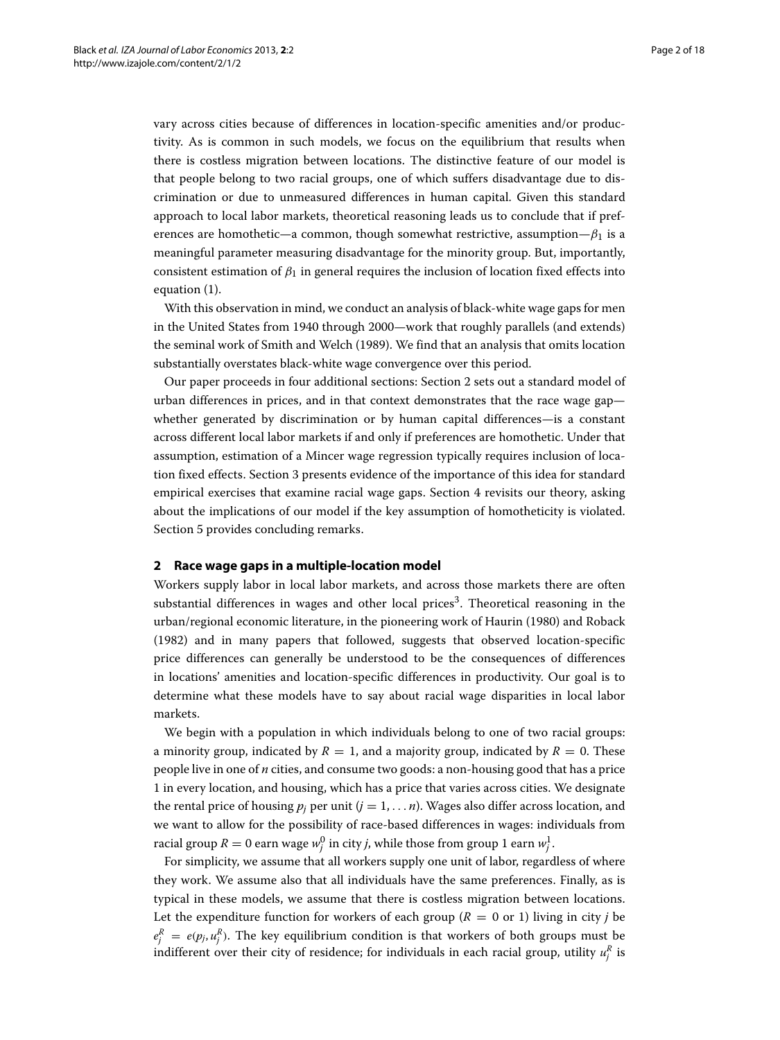vary across cities because of differences in location-specific amenities and/or productivity. As is common in such models, we focus on the equilibrium that results when there is costless migration between locations. The distinctive feature of our model is that people belong to two racial groups, one of which suffers disadvantage due to discrimination or due to unmeasured differences in human capital. Given this standard approach to local labor markets, theoretical reasoning leads us to conclude that if preferences are homothetic—a common, though somewhat restrictive, assumption—$\beta_1$ is a meaningful parameter measuring disadvantage for the minority group. But, importantly, consistent estimation of $\beta_1$ in general requires the inclusion of location fixed effects into equation (1).

With this observation in mind, we conduct an analysis of black-white wage gaps for men in the United States from 1940 through 2000—work that roughly parallels (and extends) the seminal work of Smith and Welch (1989). We find that an analysis that omits location substantially overstates black-white wage convergence over this period.

Our paper proceeds in four additional sections: Section 2 sets out a standard model of urban differences in prices, and in that context demonstrates that the race wage gap—whether generated by discrimination or by human capital differences—is a constant across different local labor markets if and only if preferences are homothetic. Under that assumption, estimation of a Mincer wage regression typically requires inclusion of location fixed effects. Section 3 presents evidence of the importance of this idea for standard empirical exercises that examine racial wage gaps. Section 4 revisits our theory, asking about the implications of our model if the key assumption of homotheticity is violated. Section 5 provides concluding remarks.

## 2 Race wage gaps in a multiple-location model

Workers supply labor in local labor markets, and across those markets there are often substantial differences in wages and other local prices[3]. Theoretical reasoning in the urban/regional economic literature, in the pioneering work of Haurin (1980) and Roback (1982) and in many papers that followed, suggests that observed location-specific price differences can generally be understood to be the consequences of differences in locations' amenities and location-specific differences in productivity. Our goal is to determine what these models have to say about racial wage disparities in local labor markets.

We begin with a population in which individuals belong to one of two racial groups: a minority group, indicated by $R = 1$, and a majority group, indicated by $R = 0$. These people live in one of *n* cities, and consume two goods: a non-housing good that has a price 1 in every location, and housing, which has a price that varies across cities. We designate the rental price of housing $p_j$ per unit ($j = 1, \ldots n$). Wages also differ across location, and we want to allow for the possibility of race-based differences in wages: individuals from racial group $R = 0$ earn wage $w_j^0$ in city *j*, while those from group 1 earn $w_j^1$.

For simplicity, we assume that all workers supply one unit of labor, regardless of where they work. We assume also that all individuals have the same preferences. Finally, as is typical in these models, we assume that there is costless migration between locations. Let the expenditure function for workers of each group ($R = 0$ or 1) living in city *j* be $e_j^R = e(p_j, u_j^R)$. The key equilibrium condition is that workers of both groups must be indifferent over their city of residence; for individuals in each racial group, utility $u_j^R$ is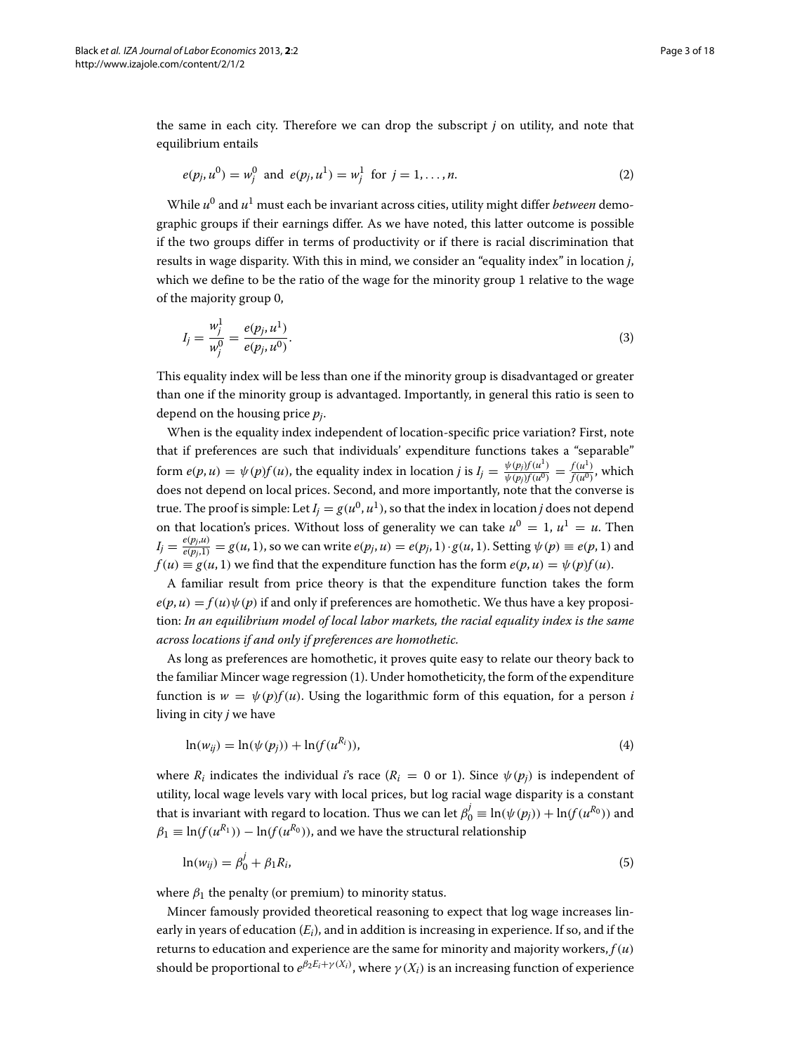the same in each city. Therefore we can drop the subscript $j$ on utility, and note that equilibrium entails

$$e(p_j, u^0) = w_j^0 \text{ and } e(p_j, u^1) = w_j^1 \text{ for } j = 1, \ldots, n. \tag{2}$$

While $u^0$ and $u^1$ must each be invariant across cities, utility might differ *between* demographic groups if their earnings differ. As we have noted, this latter outcome is possible if the two groups differ in terms of productivity or if there is racial discrimination that results in wage disparity. With this in mind, we consider an "equality index" in location $j$, which we define to be the ratio of the wage for the minority group 1 relative to the wage of the majority group 0,

$$I_j = \frac{w_j^1}{w_j^0} = \frac{e(p_j, u^1)}{e(p_j, u^0)}. \tag{3}$$

This equality index will be less than one if the minority group is disadvantaged or greater than one if the minority group is advantaged. Importantly, in general this ratio is seen to depend on the housing price $p_j$.

When is the equality index independent of location-specific price variation? First, note that if preferences are such that individuals' expenditure functions takes a "separable" form $e(p, u) = \psi(p)f(u)$, the equality index in location $j$ is $I_j = \frac{\psi(p_j)f(u^1)}{\psi(p_j)f(u^0)} = \frac{f(u^1)}{f(u^0)}$, which does not depend on local prices. Second, and more importantly, note that the converse is true. The proof is simple: Let $I_j = g(u^0, u^1)$, so that the index in location $j$ does not depend on that location's prices. Without loss of generality we can take $u^0 = 1$, $u^1 = u$. Then $I_j = \frac{e(p_j,u)}{e(p_j,1)} = g(u, 1)$, so we can write $e(p_j, u) = e(p_j, 1) \cdot g(u, 1)$. Setting $\psi(p) \equiv e(p, 1)$ and $f(u) \equiv g(u, 1)$ we find that the expenditure function has the form $e(p, u) = \psi(p)f(u)$.

A familiar result from price theory is that the expenditure function takes the form $e(p, u) = f(u)\psi(p)$ if and only if preferences are homothetic. We thus have a key proposition: *In an equilibrium model of local labor markets, the racial equality index is the same across locations if and only if preferences are homothetic.*

As long as preferences are homothetic, it proves quite easy to relate our theory back to the familiar Mincer wage regression (1). Under homotheticity, the form of the expenditure function is $w = \psi(p)f(u)$. Using the logarithmic form of this equation, for a person $i$ living in city $j$ we have

$$\ln(w_{ij}) = \ln(\psi(p_j)) + \ln(f(u^{R_i})), \tag{4}$$

where $R_i$ indicates the individual $i$'s race ($R_i = 0$ or 1). Since $\psi(p_j)$ is independent of utility, local wage levels vary with local prices, but log racial wage disparity is a constant that is invariant with regard to location. Thus we can let $\beta_0^j \equiv \ln(\psi(p_j)) + \ln(f(u^{R_0}))$ and $\beta_1 \equiv \ln(f(u^{R_1})) - \ln(f(u^{R_0}))$, and we have the structural relationship

$$\ln(w_{ij}) = \beta_0^j + \beta_1 R_i, \tag{5}$$

where $\beta_1$ the penalty (or premium) to minority status.

Mincer famously provided theoretical reasoning to expect that log wage increases linearly in years of education ($E_i$), and in addition is increasing in experience. If so, and if the returns to education and experience are the same for minority and majority workers, $f(u)$ should be proportional to $e^{\beta_2 E_i + \gamma(X_i)}$, where $\gamma(X_i)$ is an increasing function of experience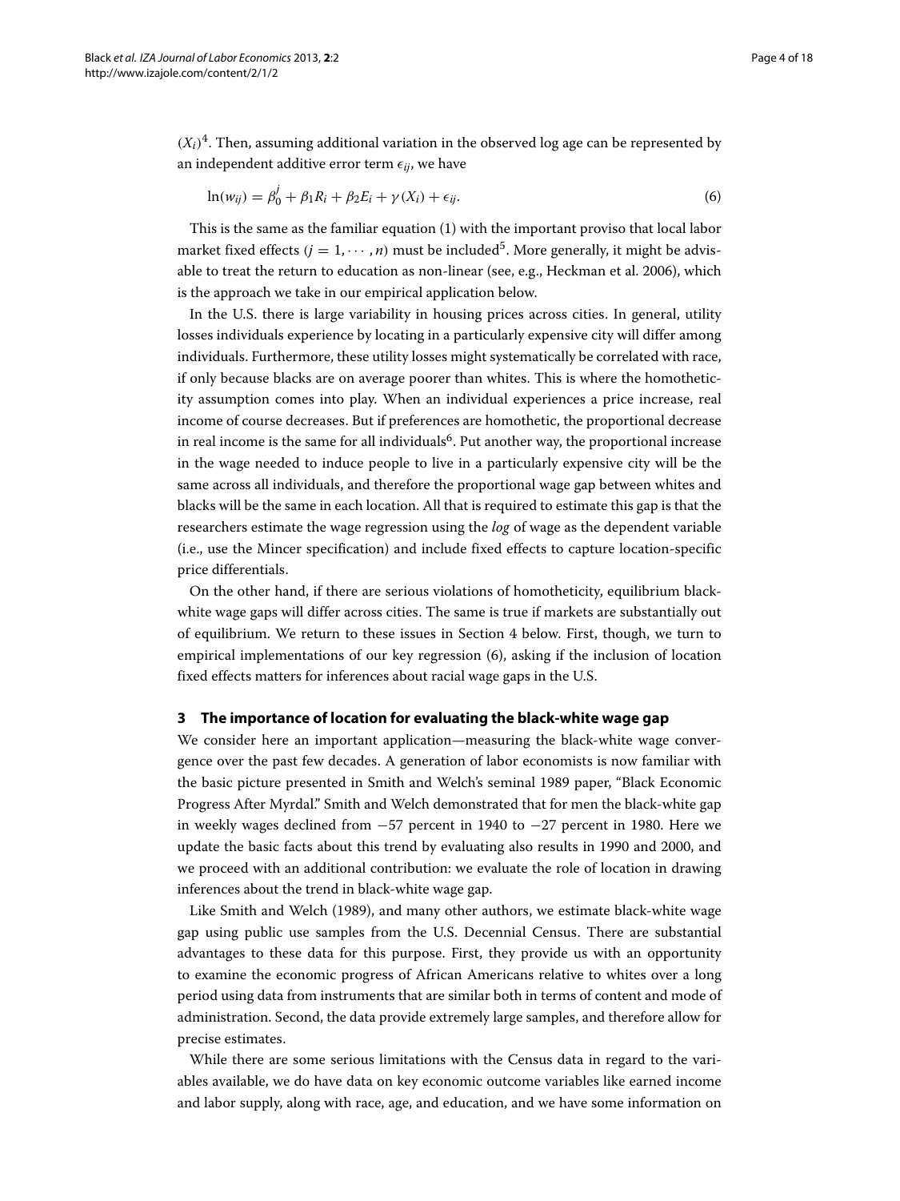$(X_i)$[4]. Then, assuming additional variation in the observed log age can be represented by an independent additive error term $\epsilon_{ij}$, we have

$$\ln(w_{ij}) = \beta_0^j + \beta_1 R_i + \beta_2 E_i + \gamma(X_i) + \epsilon_{ij}. \tag{6}$$

This is the same as the familiar equation (1) with the important proviso that local labor market fixed effects ($j = 1, \cdots, n$) must be included[5]. More generally, it might be advisable to treat the return to education as non-linear (see, e.g., Heckman et al. 2006), which is the approach we take in our empirical application below.

In the U.S. there is large variability in housing prices across cities. In general, utility losses individuals experience by locating in a particularly expensive city will differ among individuals. Furthermore, these utility losses might systematically be correlated with race, if only because blacks are on average poorer than whites. This is where the homotheticity assumption comes into play. When an individual experiences a price increase, real income of course decreases. But if preferences are homothetic, the proportional decrease in real income is the same for all individuals[6]. Put another way, the proportional increase in the wage needed to induce people to live in a particularly expensive city will be the same across all individuals, and therefore the proportional wage gap between whites and blacks will be the same in each location. All that is required to estimate this gap is that the researchers estimate the wage regression using the *log* of wage as the dependent variable (i.e., use the Mincer specification) and include fixed effects to capture location-specific price differentials.

On the other hand, if there are serious violations of homotheticity, equilibrium black-white wage gaps will differ across cities. The same is true if markets are substantially out of equilibrium. We return to these issues in Section 4 below. First, though, we turn to empirical implementations of our key regression (6), asking if the inclusion of location fixed effects matters for inferences about racial wage gaps in the U.S.

## 3 The importance of location for evaluating the black-white wage gap

We consider here an important application—measuring the black-white wage convergence over the past few decades. A generation of labor economists is now familiar with the basic picture presented in Smith and Welch's seminal 1989 paper, "Black Economic Progress After Myrdal." Smith and Welch demonstrated that for men the black-white gap in weekly wages declined from −57 percent in 1940 to −27 percent in 1980. Here we update the basic facts about this trend by evaluating also results in 1990 and 2000, and we proceed with an additional contribution: we evaluate the role of location in drawing inferences about the trend in black-white wage gap.

Like Smith and Welch (1989), and many other authors, we estimate black-white wage gap using public use samples from the U.S. Decennial Census. There are substantial advantages to these data for this purpose. First, they provide us with an opportunity to examine the economic progress of African Americans relative to whites over a long period using data from instruments that are similar both in terms of content and mode of administration. Second, the data provide extremely large samples, and therefore allow for precise estimates.

While there are some serious limitations with the Census data in regard to the variables available, we do have data on key economic outcome variables like earned income and labor supply, along with race, age, and education, and we have some information on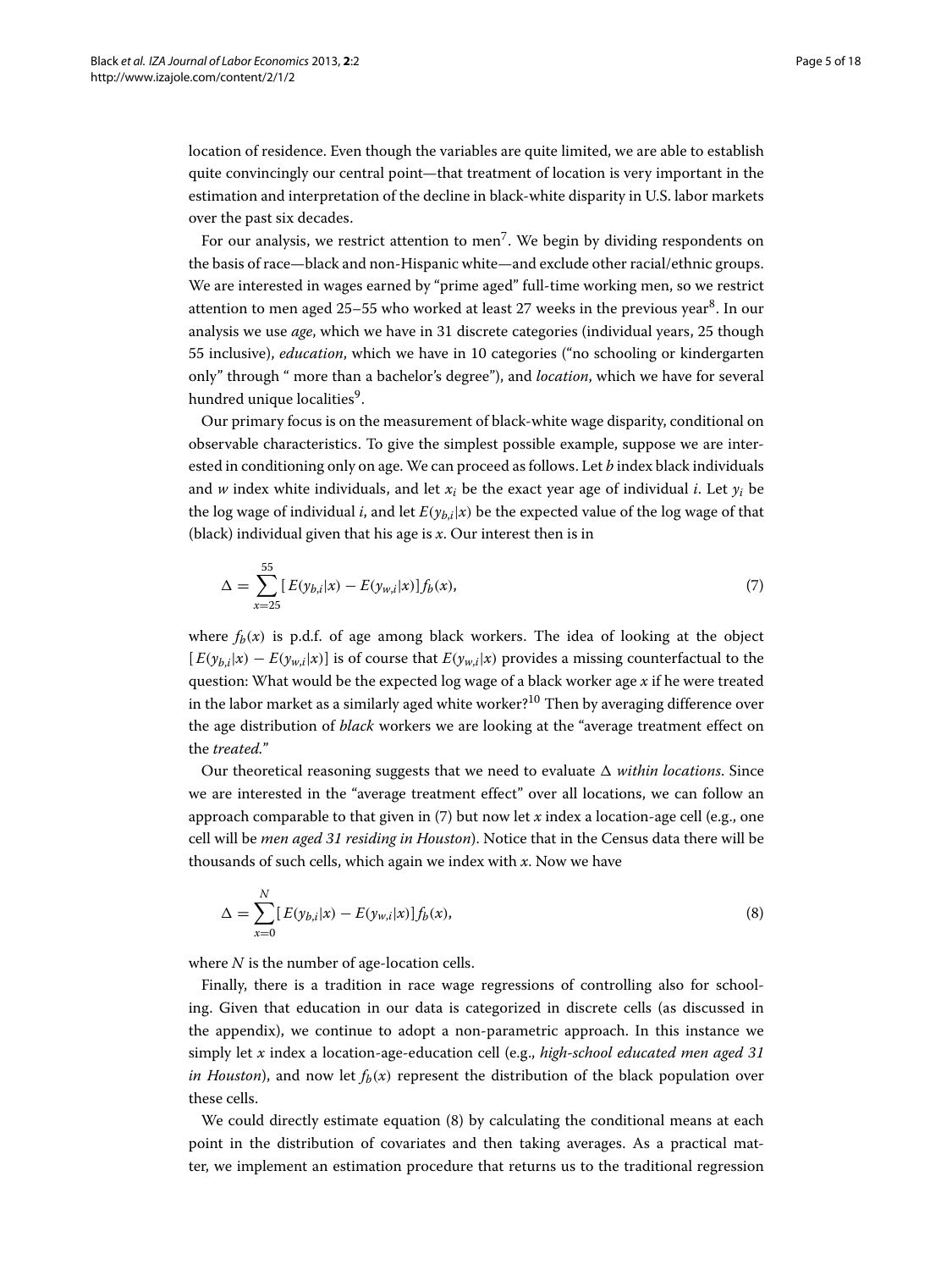location of residence. Even though the variables are quite limited, we are able to establish quite convincingly our central point—that treatment of location is very important in the estimation and interpretation of the decline in black-white disparity in U.S. labor markets over the past six decades.

For our analysis, we restrict attention to men[7]. We begin by dividing respondents on the basis of race—black and non-Hispanic white—and exclude other racial/ethnic groups. We are interested in wages earned by "prime aged" full-time working men, so we restrict attention to men aged 25–55 who worked at least 27 weeks in the previous year[8]. In our analysis we use *age*, which we have in 31 discrete categories (individual years, 25 though 55 inclusive), *education*, which we have in 10 categories ("no schooling or kindergarten only" through " more than a bachelor's degree"), and *location*, which we have for several hundred unique localities[9].

Our primary focus is on the measurement of black-white wage disparity, conditional on observable characteristics. To give the simplest possible example, suppose we are interested in conditioning only on age. We can proceed as follows. Let $b$ index black individuals and $w$ index white individuals, and let $x_i$ be the exact year age of individual $i$. Let $y_i$ be the log wage of individual $i$, and let $E(y_{b,i}|x)$ be the expected value of the log wage of that (black) individual given that his age is $x$. Our interest then is in

$$\Delta = \sum_{x=25}^{55} [E(y_{b,i}|x) - E(y_{w,i}|x)] f_b(x), \tag{7}$$

where $f_b(x)$ is p.d.f. of age among black workers. The idea of looking at the object $[E(y_{b,i}|x) - E(y_{w,i}|x)]$ is of course that $E(y_{w,i}|x)$ provides a missing counterfactual to the question: What would be the expected log wage of a black worker age $x$ if he were treated in the labor market as a similarly aged white worker?[10] Then by averaging difference over the age distribution of *black* workers we are looking at the "average treatment effect on the *treated*."

Our theoretical reasoning suggests that we need to evaluate $\Delta$ *within locations.* Since we are interested in the "average treatment effect" over all locations, we can follow an approach comparable to that given in (7) but now let $x$ index a location-age cell (e.g., one cell will be *men aged 31 residing in Houston*). Notice that in the Census data there will be thousands of such cells, which again we index with $x$. Now we have

$$\Delta = \sum_{x=0}^{N} [E(y_{b,i}|x) - E(y_{w,i}|x)] f_b(x), \tag{8}$$

where $N$ is the number of age-location cells.

Finally, there is a tradition in race wage regressions of controlling also for schooling. Given that education in our data is categorized in discrete cells (as discussed in the appendix), we continue to adopt a non-parametric approach. In this instance we simply let $x$ index a location-age-education cell (e.g., *high-school educated men aged 31 in Houston*), and now let $f_b(x)$ represent the distribution of the black population over these cells.

We could directly estimate equation (8) by calculating the conditional means at each point in the distribution of covariates and then taking averages. As a practical matter, we implement an estimation procedure that returns us to the traditional regression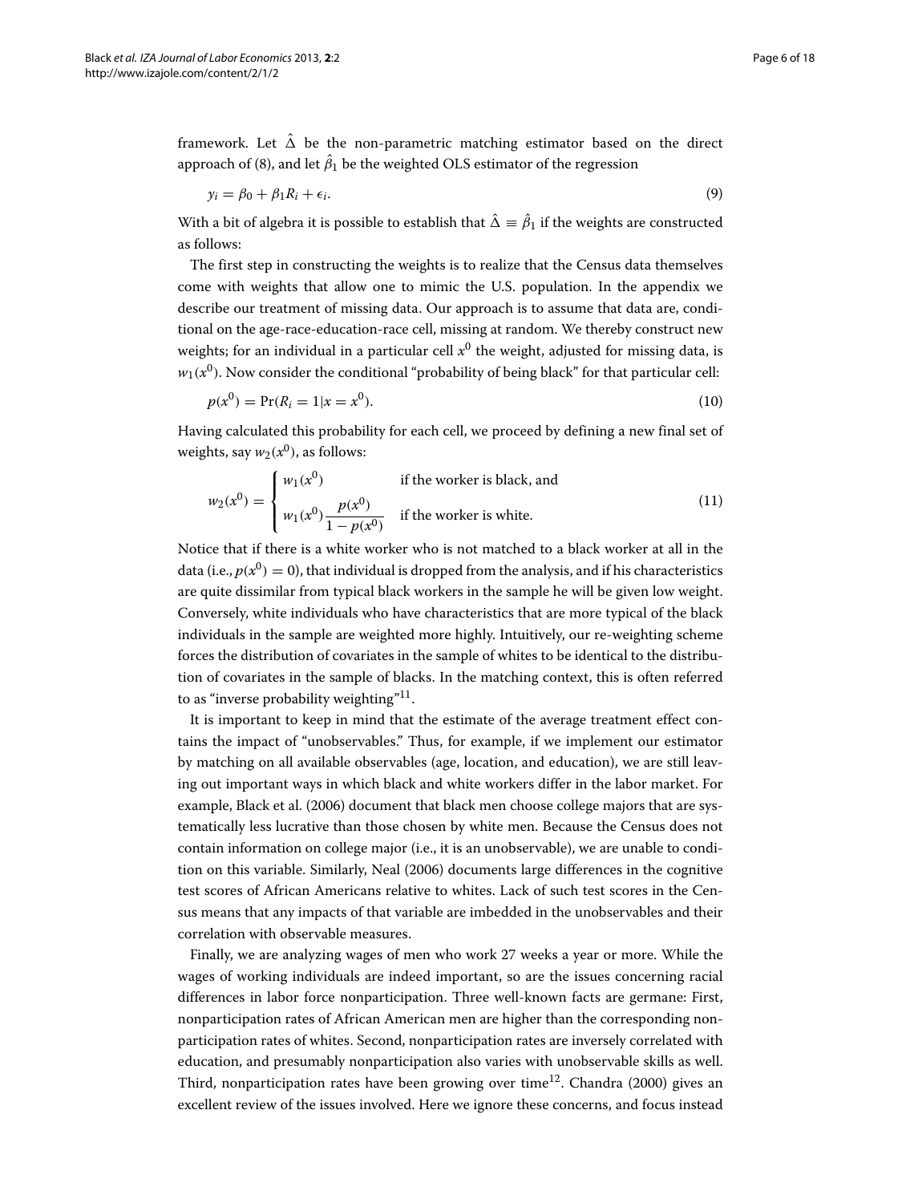framework. Let $\hat{\Delta}$ be the non-parametric matching estimator based on the direct approach of (8), and let $\hat{\beta}_1$ be the weighted OLS estimator of the regression

$$y_i = \beta_0 + \beta_1 R_i + \epsilon_i. \tag{9}$$

With a bit of algebra it is possible to establish that $\hat{\Delta} \equiv \hat{\beta}_1$ if the weights are constructed as follows:

The first step in constructing the weights is to realize that the Census data themselves come with weights that allow one to mimic the U.S. population. In the appendix we describe our treatment of missing data. Our approach is to assume that data are, conditional on the age-race-education-race cell, missing at random. We thereby construct new weights; for an individual in a particular cell $x^0$ the weight, adjusted for missing data, is $w_1(x^0)$. Now consider the conditional "probability of being black" for that particular cell:

$$p(x^0) = \Pr(R_i = 1 | x = x^0). \tag{10}$$

Having calculated this probability for each cell, we proceed by defining a new final set of weights, say $w_2(x^0)$, as follows:

$$w_2(x^0) = \begin{cases} w_1(x^0) & \text{if the worker is black, and} \\ w_1(x^0)\dfrac{p(x^0)}{1 - p(x^0)} & \text{if the worker is white.} \end{cases} \tag{11}$$

Notice that if there is a white worker who is not matched to a black worker at all in the data (i.e., $p(x^0) = 0$), that individual is dropped from the analysis, and if his characteristics are quite dissimilar from typical black workers in the sample he will be given low weight. Conversely, white individuals who have characteristics that are more typical of the black individuals in the sample are weighted more highly. Intuitively, our re-weighting scheme forces the distribution of covariates in the sample of whites to be identical to the distribution of covariates in the sample of blacks. In the matching context, this is often referred to as "inverse probability weighting"[11].

It is important to keep in mind that the estimate of the average treatment effect contains the impact of "unobservables." Thus, for example, if we implement our estimator by matching on all available observables (age, location, and education), we are still leaving out important ways in which black and white workers differ in the labor market. For example, Black et al. (2006) document that black men choose college majors that are systematically less lucrative than those chosen by white men. Because the Census does not contain information on college major (i.e., it is an unobservable), we are unable to condition on this variable. Similarly, Neal (2006) documents large differences in the cognitive test scores of African Americans relative to whites. Lack of such test scores in the Census means that any impacts of that variable are imbedded in the unobservables and their correlation with observable measures.

Finally, we are analyzing wages of men who work 27 weeks a year or more. While the wages of working individuals are indeed important, so are the issues concerning racial differences in labor force nonparticipation. Three well-known facts are germane: First, nonparticipation rates of African American men are higher than the corresponding nonparticipation rates of whites. Second, nonparticipation rates are inversely correlated with education, and presumably nonparticipation also varies with unobservable skills as well. Third, nonparticipation rates have been growing over time[12]. Chandra (2000) gives an excellent review of the issues involved. Here we ignore these concerns, and focus instead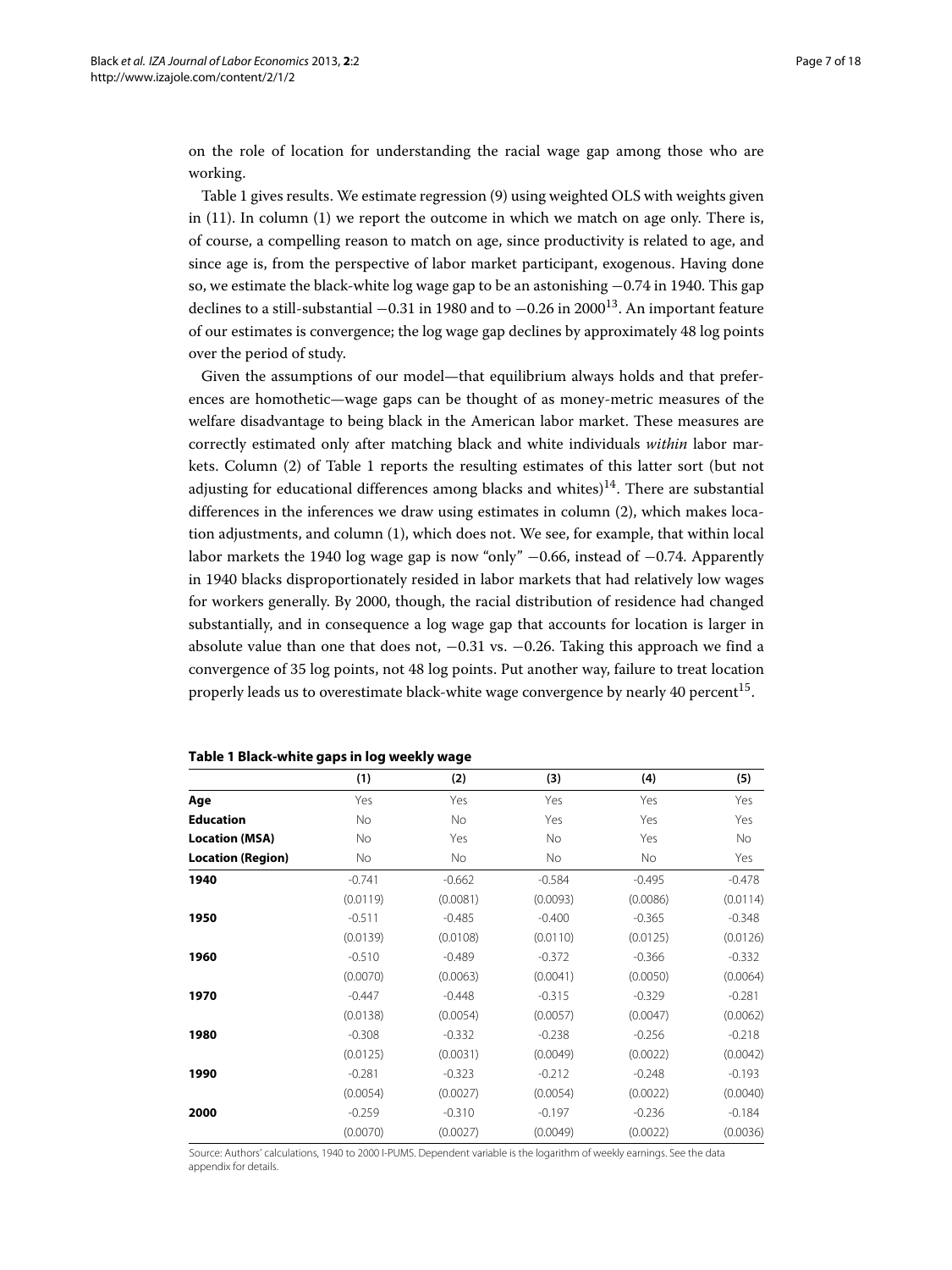on the role of location for understanding the racial wage gap among those who are working.

Table 1 gives results. We estimate regression (9) using weighted OLS with weights given in (11). In column (1) we report the outcome in which we match on age only. There is, of course, a compelling reason to match on age, since productivity is related to age, and since age is, from the perspective of labor market participant, exogenous. Having done so, we estimate the black-white log wage gap to be an astonishing −0.74 in 1940. This gap declines to a still-substantial −0.31 in 1980 and to −0.26 in 2000[13]. An important feature of our estimates is convergence; the log wage gap declines by approximately 48 log points over the period of study.

Given the assumptions of our model—that equilibrium always holds and that preferences are homothetic—wage gaps can be thought of as money-metric measures of the welfare disadvantage to being black in the American labor market. These measures are correctly estimated only after matching black and white individuals *within* labor markets. Column (2) of Table 1 reports the resulting estimates of this latter sort (but not adjusting for educational differences among blacks and whites)[14]. There are substantial differences in the inferences we draw using estimates in column (2), which makes location adjustments, and column (1), which does not. We see, for example, that within local labor markets the 1940 log wage gap is now "only" −0.66, instead of −0.74. Apparently in 1940 blacks disproportionately resided in labor markets that had relatively low wages for workers generally. By 2000, though, the racial distribution of residence had changed substantially, and in consequence a log wage gap that accounts for location is larger in absolute value than one that does not, −0.31 vs. −0.26. Taking this approach we find a convergence of 35 log points, not 48 log points. Put another way, failure to treat location properly leads us to overestimate black-white wage convergence by nearly 40 percent[15].

**Table 1 Black-white gaps in log weekly wage**

| | (1) | (2) | (3) | (4) | (5) |
|---|---|---|---|---|---|
| **Age** | Yes | Yes | Yes | Yes | Yes |
| **Education** | No | No | Yes | Yes | Yes |
| **Location (MSA)** | No | Yes | No | Yes | No |
| **Location (Region)** | No | No | No | No | Yes |
| **1940** | -0.741 | -0.662 | -0.584 | -0.495 | -0.478 |
| | (0.0119) | (0.0081) | (0.0093) | (0.0086) | (0.0114) |
| **1950** | -0.511 | -0.485 | -0.400 | -0.365 | -0.348 |
| | (0.0139) | (0.0108) | (0.0110) | (0.0125) | (0.0126) |
| **1960** | -0.510 | -0.489 | -0.372 | -0.366 | -0.332 |
| | (0.0070) | (0.0063) | (0.0041) | (0.0050) | (0.0064) |
| **1970** | -0.447 | -0.448 | -0.315 | -0.329 | -0.281 |
| | (0.0138) | (0.0054) | (0.0057) | (0.0047) | (0.0062) |
| **1980** | -0.308 | -0.332 | -0.238 | -0.256 | -0.218 |
| | (0.0125) | (0.0031) | (0.0049) | (0.0022) | (0.0042) |
| **1990** | -0.281 | -0.323 | -0.212 | -0.248 | -0.193 |
| | (0.0054) | (0.0027) | (0.0054) | (0.0022) | (0.0040) |
| **2000** | -0.259 | -0.310 | -0.197 | -0.236 | -0.184 |
| | (0.0070) | (0.0027) | (0.0049) | (0.0022) | (0.0036) |

Source: Authors' calculations, 1940 to 2000 I-PUMS. Dependent variable is the logarithm of weekly earnings. See the data appendix for details.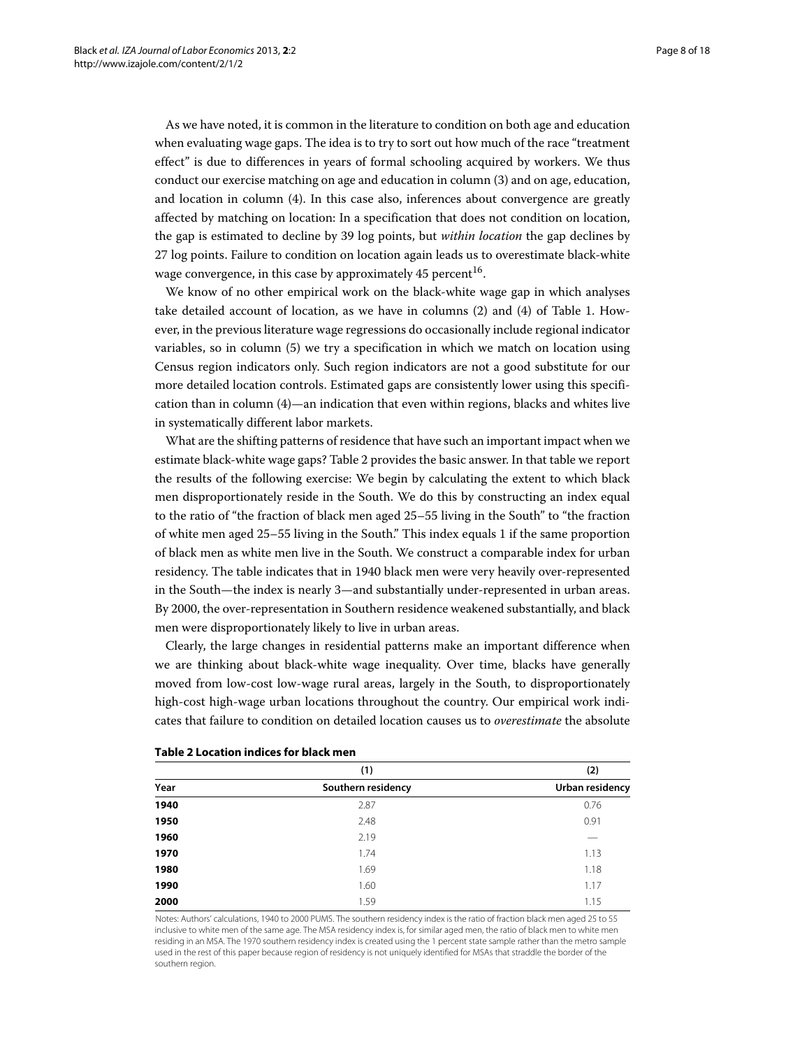As we have noted, it is common in the literature to condition on both age and education when evaluating wage gaps. The idea is to try to sort out how much of the race "treatment effect" is due to differences in years of formal schooling acquired by workers. We thus conduct our exercise matching on age and education in column (3) and on age, education, and location in column (4). In this case also, inferences about convergence are greatly affected by matching on location: In a specification that does not condition on location, the gap is estimated to decline by 39 log points, but *within location* the gap declines by 27 log points. Failure to condition on location again leads us to overestimate black-white wage convergence, in this case by approximately 45 percent[16].

We know of no other empirical work on the black-white wage gap in which analyses take detailed account of location, as we have in columns (2) and (4) of Table 1. However, in the previous literature wage regressions do occasionally include regional indicator variables, so in column (5) we try a specification in which we match on location using Census region indicators only. Such region indicators are not a good substitute for our more detailed location controls. Estimated gaps are consistently lower using this specification than in column (4)—an indication that even within regions, blacks and whites live in systematically different labor markets.

What are the shifting patterns of residence that have such an important impact when we estimate black-white wage gaps? Table 2 provides the basic answer. In that table we report the results of the following exercise: We begin by calculating the extent to which black men disproportionately reside in the South. We do this by constructing an index equal to the ratio of "the fraction of black men aged 25–55 living in the South" to "the fraction of white men aged 25–55 living in the South." This index equals 1 if the same proportion of black men as white men live in the South. We construct a comparable index for urban residency. The table indicates that in 1940 black men were very heavily over-represented in the South—the index is nearly 3—and substantially under-represented in urban areas. By 2000, the over-representation in Southern residence weakened substantially, and black men were disproportionately likely to live in urban areas.

Clearly, the large changes in residential patterns make an important difference when we are thinking about black-white wage inequality. Over time, blacks have generally moved from low-cost low-wage rural areas, largely in the South, to disproportionately high-cost high-wage urban locations throughout the country. Our empirical work indicates that failure to condition on detailed location causes us to *overestimate* the absolute

**Table 2 Location indices for black men**

| | (1) | (2) |
|---|---|---|
| **Year** | **Southern residency** | **Urban residency** |
| **1940** | 2.87 | 0.76 |
| **1950** | 2.48 | 0.91 |
| **1960** | 2.19 | — |
| **1970** | 1.74 | 1.13 |
| **1980** | 1.69 | 1.18 |
| **1990** | 1.60 | 1.17 |
| **2000** | 1.59 | 1.15 |

Notes: Authors' calculations, 1940 to 2000 PUMS. The southern residency index is the ratio of fraction black men aged 25 to 55 inclusive to white men of the same age. The MSA residency index is, for similar aged men, the ratio of black men to white men residing in an MSA. The 1970 southern residency index is created using the 1 percent state sample rather than the metro sample used in the rest of this paper because region of residency is not uniquely identified for MSAs that straddle the border of the southern region.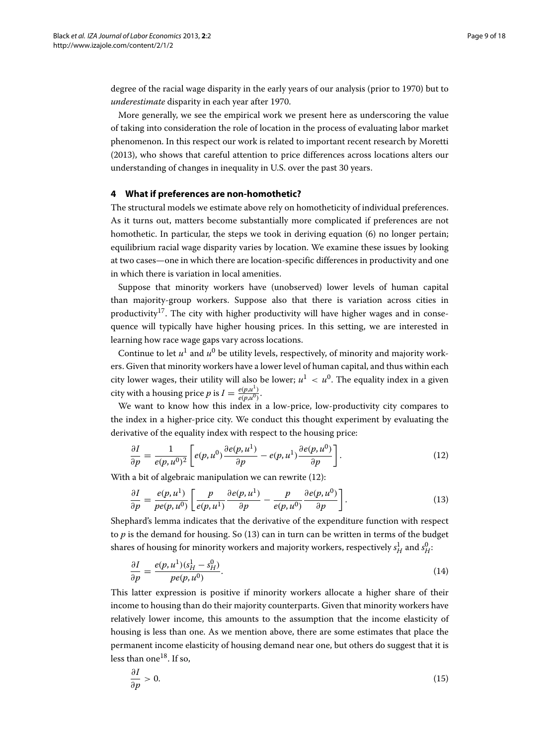degree of the racial wage disparity in the early years of our analysis (prior to 1970) but to *underestimate* disparity in each year after 1970.

More generally, we see the empirical work we present here as underscoring the value of taking into consideration the role of location in the process of evaluating labor market phenomenon. In this respect our work is related to important recent research by Moretti (2013), who shows that careful attention to price differences across locations alters our understanding of changes in inequality in U.S. over the past 30 years.

## 4 What if preferences are non-homothetic?

The structural models we estimate above rely on homotheticity of individual preferences. As it turns out, matters become substantially more complicated if preferences are not homothetic. In particular, the steps we took in deriving equation (6) no longer pertain; equilibrium racial wage disparity varies by location. We examine these issues by looking at two cases—one in which there are location-specific differences in productivity and one in which there is variation in local amenities.

Suppose that minority workers have (unobserved) lower levels of human capital than majority-group workers. Suppose also that there is variation across cities in productivity[17]. The city with higher productivity will have higher wages and in consequence will typically have higher housing prices. In this setting, we are interested in learning how race wage gaps vary across locations.

Continue to let $u^1$ and $u^0$ be utility levels, respectively, of minority and majority workers. Given that minority workers have a lower level of human capital, and thus within each city lower wages, their utility will also be lower; $u^1 < u^0$. The equality index in a given city with a housing price $p$ is $I = \frac{e(p,u^1)}{e(p,u^0)}$.

We want to know how this index in a low-price, low-productivity city compares to the index in a higher-price city. We conduct this thought experiment by evaluating the derivative of the equality index with respect to the housing price:

$$\frac{\partial I}{\partial p} = \frac{1}{e(p,u^0)^2}\left[e(p,u^0)\frac{\partial e(p,u^1)}{\partial p} - e(p,u^1)\frac{\partial e(p,u^0)}{\partial p}\right]. \tag{12}$$

With a bit of algebraic manipulation we can rewrite (12):

$$\frac{\partial I}{\partial p} = \frac{e(p,u^1)}{pe(p,u^0)}\left[\frac{p}{e(p,u^1)}\frac{\partial e(p,u^1)}{\partial p} - \frac{p}{e(p,u^0)}\frac{\partial e(p,u^0)}{\partial p}\right]. \tag{13}$$

Shephard's lemma indicates that the derivative of the expenditure function with respect to $p$ is the demand for housing. So (13) can in turn can be written in terms of the budget shares of housing for minority workers and majority workers, respectively $s_H^1$ and $s_H^0$:

$$\frac{\partial I}{\partial p} = \frac{e(p,u^1)(s_H^1 - s_H^0)}{pe(p,u^0)}. \tag{14}$$

This latter expression is positive if minority workers allocate a higher share of their income to housing than do their majority counterparts. Given that minority workers have relatively lower income, this amounts to the assumption that the income elasticity of housing is less than one. As we mention above, there are some estimates that place the permanent income elasticity of housing demand near one, but others do suggest that it is less than one[18]. If so,

$$\frac{\partial I}{\partial p} > 0. \tag{15}$$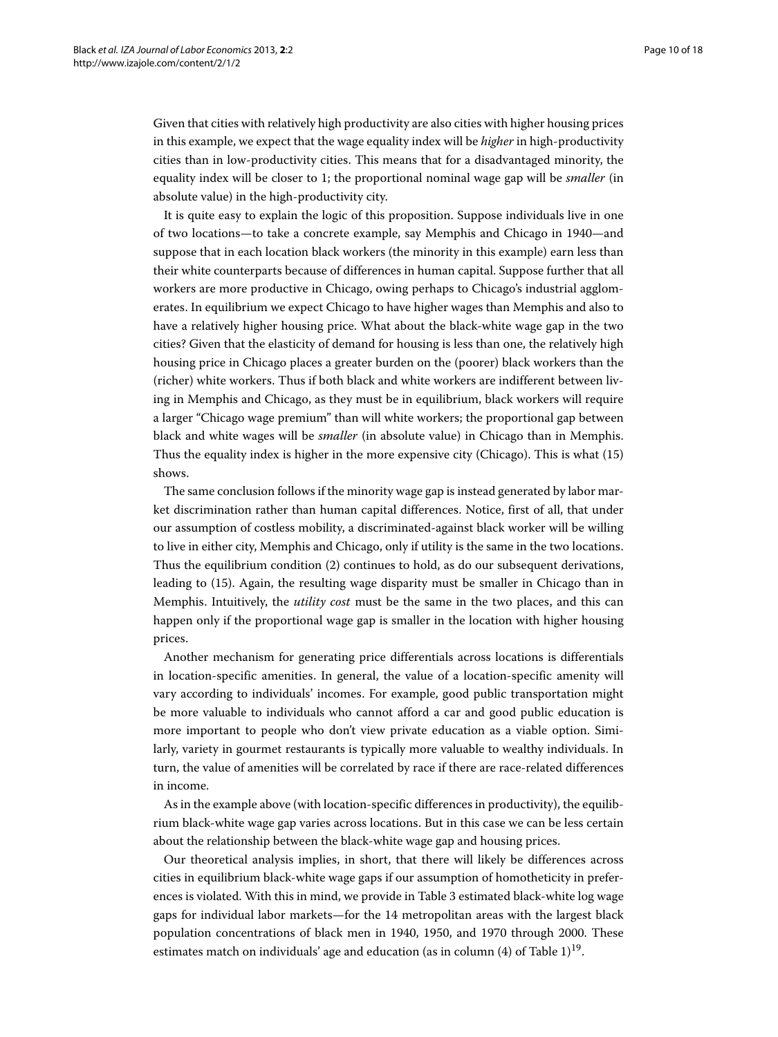Given that cities with relatively high productivity are also cities with higher housing prices in this example, we expect that the wage equality index will be *higher* in high-productivity cities than in low-productivity cities. This means that for a disadvantaged minority, the equality index will be closer to 1; the proportional nominal wage gap will be *smaller* (in absolute value) in the high-productivity city.

It is quite easy to explain the logic of this proposition. Suppose individuals live in one of two locations—to take a concrete example, say Memphis and Chicago in 1940—and suppose that in each location black workers (the minority in this example) earn less than their white counterparts because of differences in human capital. Suppose further that all workers are more productive in Chicago, owing perhaps to Chicago's industrial agglomerates. In equilibrium we expect Chicago to have higher wages than Memphis and also to have a relatively higher housing price. What about the black-white wage gap in the two cities? Given that the elasticity of demand for housing is less than one, the relatively high housing price in Chicago places a greater burden on the (poorer) black workers than the (richer) white workers. Thus if both black and white workers are indifferent between living in Memphis and Chicago, as they must be in equilibrium, black workers will require a larger "Chicago wage premium" than will white workers; the proportional gap between black and white wages will be *smaller* (in absolute value) in Chicago than in Memphis. Thus the equality index is higher in the more expensive city (Chicago). This is what (15) shows.

The same conclusion follows if the minority wage gap is instead generated by labor market discrimination rather than human capital differences. Notice, first of all, that under our assumption of costless mobility, a discriminated-against black worker will be willing to live in either city, Memphis and Chicago, only if utility is the same in the two locations. Thus the equilibrium condition (2) continues to hold, as do our subsequent derivations, leading to (15). Again, the resulting wage disparity must be smaller in Chicago than in Memphis. Intuitively, the *utility cost* must be the same in the two places, and this can happen only if the proportional wage gap is smaller in the location with higher housing prices.

Another mechanism for generating price differentials across locations is differentials in location-specific amenities. In general, the value of a location-specific amenity will vary according to individuals' incomes. For example, good public transportation might be more valuable to individuals who cannot afford a car and good public education is more important to people who don't view private education as a viable option. Similarly, variety in gourmet restaurants is typically more valuable to wealthy individuals. In turn, the value of amenities will be correlated by race if there are race-related differences in income.

As in the example above (with location-specific differences in productivity), the equilibrium black-white wage gap varies across locations. But in this case we can be less certain about the relationship between the black-white wage gap and housing prices.

Our theoretical analysis implies, in short, that there will likely be differences across cities in equilibrium black-white wage gaps if our assumption of homotheticity in preferences is violated. With this in mind, we provide in Table 3 estimated black-white log wage gaps for individual labor markets—for the 14 metropolitan areas with the largest black population concentrations of black men in 1940, 1950, and 1970 through 2000. These estimates match on individuals' age and education (as in column (4) of Table 1)[19].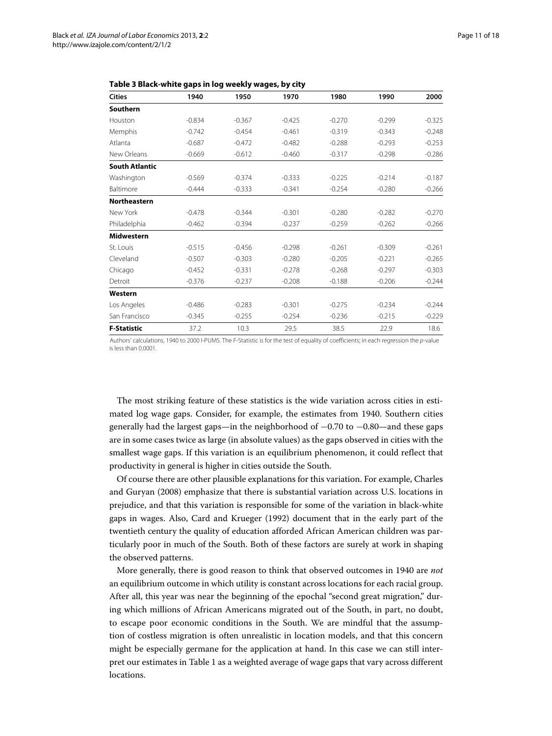**Table 3 Black-white gaps in log weekly wages, by city**

| Cities | 1940 | 1950 | 1970 | 1980 | 1990 | 2000 |
|---|---|---|---|---|---|---|
| **Southern** | | | | | | |
| Houston | -0.834 | -0.367 | -0.425 | -0.270 | -0.299 | -0.325 |
| Memphis | -0.742 | -0.454 | -0.461 | -0.319 | -0.343 | -0.248 |
| Atlanta | -0.687 | -0.472 | -0.482 | -0.288 | -0.293 | -0.253 |
| New Orleans | -0.669 | -0.612 | -0.460 | -0.317 | -0.298 | -0.286 |
| **South Atlantic** | | | | | | |
| Washington | -0.569 | -0.374 | -0.333 | -0.225 | -0.214 | -0.187 |
| Baltimore | -0.444 | -0.333 | -0.341 | -0.254 | -0.280 | -0.266 |
| **Northeastern** | | | | | | |
| New York | -0.478 | -0.344 | -0.301 | -0.280 | -0.282 | -0.270 |
| Philadelphia | -0.462 | -0.394 | -0.237 | -0.259 | -0.262 | -0.266 |
| **Midwestern** | | | | | | |
| St. Louis | -0.515 | -0.456 | -0.298 | -0.261 | -0.309 | -0.261 |
| Cleveland | -0.507 | -0.303 | -0.280 | -0.205 | -0.221 | -0.265 |
| Chicago | -0.452 | -0.331 | -0.278 | -0.268 | -0.297 | -0.303 |
| Detroit | -0.376 | -0.237 | -0.208 | -0.188 | -0.206 | -0.244 |
| **Western** | | | | | | |
| Los Angeles | -0.486 | -0.283 | -0.301 | -0.275 | -0.234 | -0.244 |
| San Francisco | -0.345 | -0.255 | -0.254 | -0.236 | -0.215 | -0.229 |
| **F-Statistic** | 37.2 | 10.3 | 29.5 | 38.5 | 22.9 | 18.6 |

Authors' calculations, 1940 to 2000 I-PUMS. The F-Statistic is for the test of equality of coefficients; in each regression the *p*-value is less than 0.0001.

The most striking feature of these statistics is the wide variation across cities in estimated log wage gaps. Consider, for example, the estimates from 1940. Southern cities generally had the largest gaps—in the neighborhood of −0.70 to −0.80—and these gaps are in some cases twice as large (in absolute values) as the gaps observed in cities with the smallest wage gaps. If this variation is an equilibrium phenomenon, it could reflect that productivity in general is higher in cities outside the South.

Of course there are other plausible explanations for this variation. For example, Charles and Guryan (2008) emphasize that there is substantial variation across U.S. locations in prejudice, and that this variation is responsible for some of the variation in black-white gaps in wages. Also, Card and Krueger (1992) document that in the early part of the twentieth century the quality of education afforded African American children was particularly poor in much of the South. Both of these factors are surely at work in shaping the observed patterns.

More generally, there is good reason to think that observed outcomes in 1940 are *not* an equilibrium outcome in which utility is constant across locations for each racial group. After all, this year was near the beginning of the epochal "second great migration," during which millions of African Americans migrated out of the South, in part, no doubt, to escape poor economic conditions in the South. We are mindful that the assumption of costless migration is often unrealistic in location models, and that this concern might be especially germane for the application at hand. In this case we can still interpret our estimates in Table 1 as a weighted average of wage gaps that vary across different locations.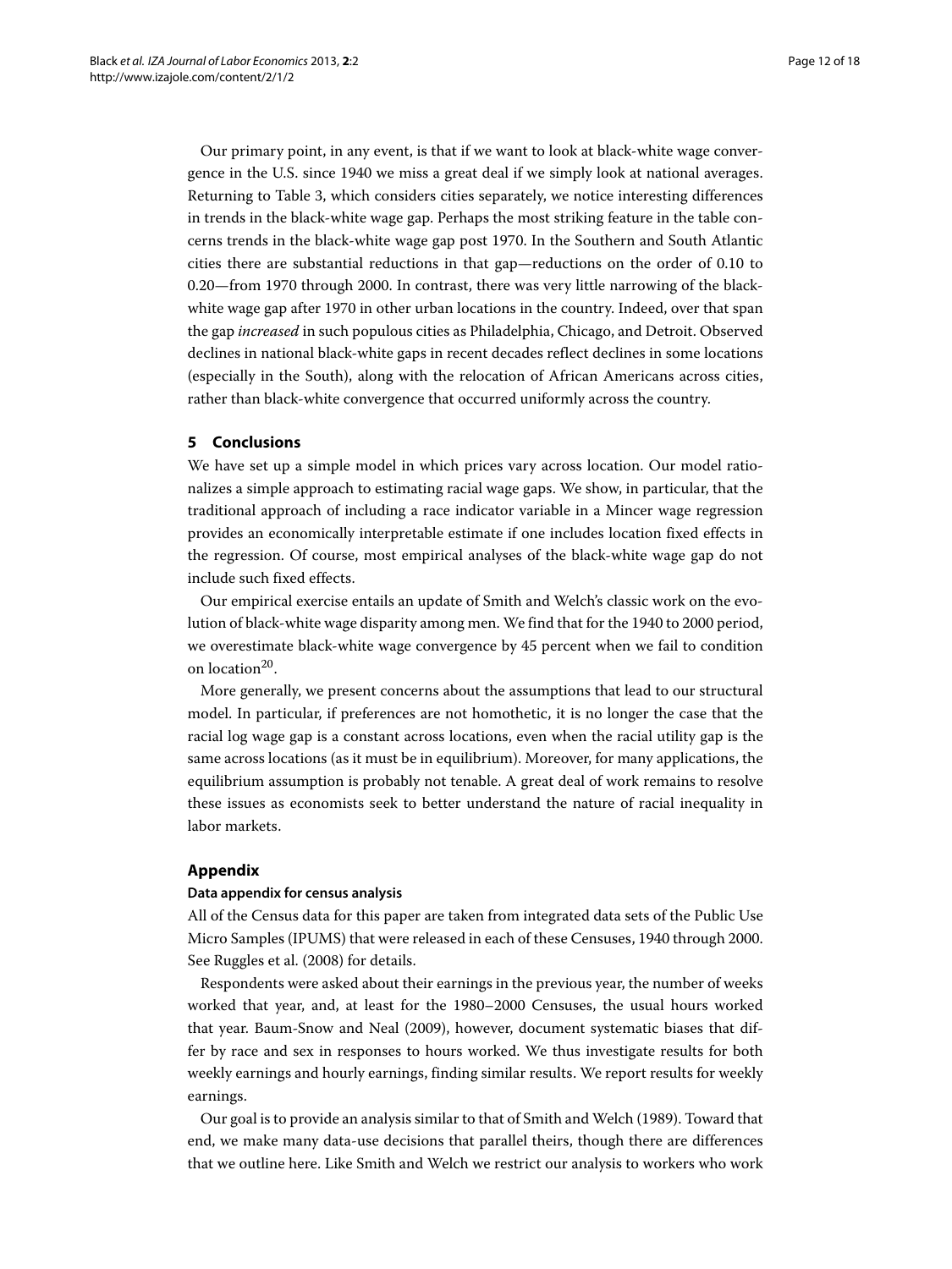Our primary point, in any event, is that if we want to look at black-white wage convergence in the U.S. since 1940 we miss a great deal if we simply look at national averages. Returning to Table 3, which considers cities separately, we notice interesting differences in trends in the black-white wage gap. Perhaps the most striking feature in the table concerns trends in the black-white wage gap post 1970. In the Southern and South Atlantic cities there are substantial reductions in that gap—reductions on the order of 0.10 to 0.20—from 1970 through 2000. In contrast, there was very little narrowing of the black-white wage gap after 1970 in other urban locations in the country. Indeed, over that span the gap *increased* in such populous cities as Philadelphia, Chicago, and Detroit. Observed declines in national black-white gaps in recent decades reflect declines in some locations (especially in the South), along with the relocation of African Americans across cities, rather than black-white convergence that occurred uniformly across the country.

## 5 Conclusions

We have set up a simple model in which prices vary across location. Our model rationalizes a simple approach to estimating racial wage gaps. We show, in particular, that the traditional approach of including a race indicator variable in a Mincer wage regression provides an economically interpretable estimate if one includes location fixed effects in the regression. Of course, most empirical analyses of the black-white wage gap do not include such fixed effects.

Our empirical exercise entails an update of Smith and Welch's classic work on the evolution of black-white wage disparity among men. We find that for the 1940 to 2000 period, we overestimate black-white wage convergence by 45 percent when we fail to condition on location[20].

More generally, we present concerns about the assumptions that lead to our structural model. In particular, if preferences are not homothetic, it is no longer the case that the racial log wage gap is a constant across locations, even when the racial utility gap is the same across locations (as it must be in equilibrium). Moreover, for many applications, the equilibrium assumption is probably not tenable. A great deal of work remains to resolve these issues as economists seek to better understand the nature of racial inequality in labor markets.

## Appendix

### Data appendix for census analysis

All of the Census data for this paper are taken from integrated data sets of the Public Use Micro Samples (IPUMS) that were released in each of these Censuses, 1940 through 2000. See Ruggles et al. (2008) for details.

Respondents were asked about their earnings in the previous year, the number of weeks worked that year, and, at least for the 1980–2000 Censuses, the usual hours worked that year. Baum-Snow and Neal (2009), however, document systematic biases that differ by race and sex in responses to hours worked. We thus investigate results for both weekly earnings and hourly earnings, finding similar results. We report results for weekly earnings.

Our goal is to provide an analysis similar to that of Smith and Welch (1989). Toward that end, we make many data-use decisions that parallel theirs, though there are differences that we outline here. Like Smith and Welch we restrict our analysis to workers who work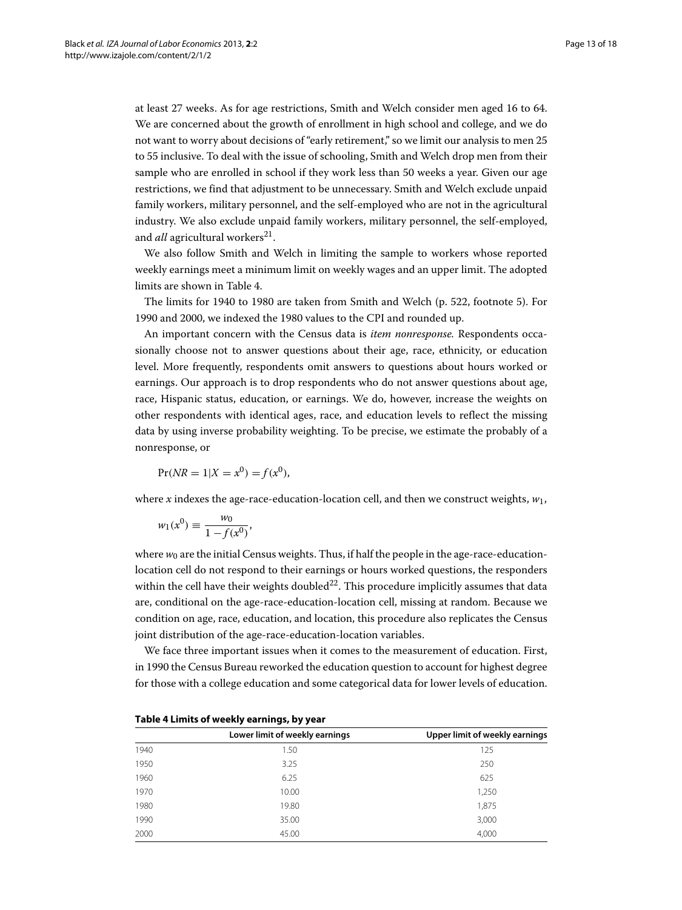at least 27 weeks. As for age restrictions, Smith and Welch consider men aged 16 to 64. We are concerned about the growth of enrollment in high school and college, and we do not want to worry about decisions of "early retirement," so we limit our analysis to men 25 to 55 inclusive. To deal with the issue of schooling, Smith and Welch drop men from their sample who are enrolled in school if they work less than 50 weeks a year. Given our age restrictions, we find that adjustment to be unnecessary. Smith and Welch exclude unpaid family workers, military personnel, and the self-employed who are not in the agricultural industry. We also exclude unpaid family workers, military personnel, the self-employed, and *all* agricultural workers[21].

We also follow Smith and Welch in limiting the sample to workers whose reported weekly earnings meet a minimum limit on weekly wages and an upper limit. The adopted limits are shown in Table 4.

The limits for 1940 to 1980 are taken from Smith and Welch (p. 522, footnote 5). For 1990 and 2000, we indexed the 1980 values to the CPI and rounded up.

An important concern with the Census data is *item nonresponse.* Respondents occasionally choose not to answer questions about their age, race, ethnicity, or education level. More frequently, respondents omit answers to questions about hours worked or earnings. Our approach is to drop respondents who do not answer questions about age, race, Hispanic status, education, or earnings. We do, however, increase the weights on other respondents with identical ages, race, and education levels to reflect the missing data by using inverse probability weighting. To be precise, we estimate the probably of a nonresponse, or

$$\Pr(NR = 1|X = x^0) = f(x^0),$$

where $x$ indexes the age-race-education-location cell, and then we construct weights, $w_1$,

$$w_1(x^0) \equiv \frac{w_0}{1 - f(x^0)},$$

where $w_0$ are the initial Census weights. Thus, if half the people in the age-race-education-location cell do not respond to their earnings or hours worked questions, the responders within the cell have their weights doubled[22]. This procedure implicitly assumes that data are, conditional on the age-race-education-location cell, missing at random. Because we condition on age, race, education, and location, this procedure also replicates the Census joint distribution of the age-race-education-location variables.

We face three important issues when it comes to the measurement of education. First, in 1990 the Census Bureau reworked the education question to account for highest degree for those with a college education and some categorical data for lower levels of education.

**Table 4 Limits of weekly earnings, by year**

| | Lower limit of weekly earnings | Upper limit of weekly earnings |
|---|---|---|
| 1940 | 1.50 | 125 |
| 1950 | 3.25 | 250 |
| 1960 | 6.25 | 625 |
| 1970 | 10.00 | 1,250 |
| 1980 | 19.80 | 1,875 |
| 1990 | 35.00 | 3,000 |
| 2000 | 45.00 | 4,000 |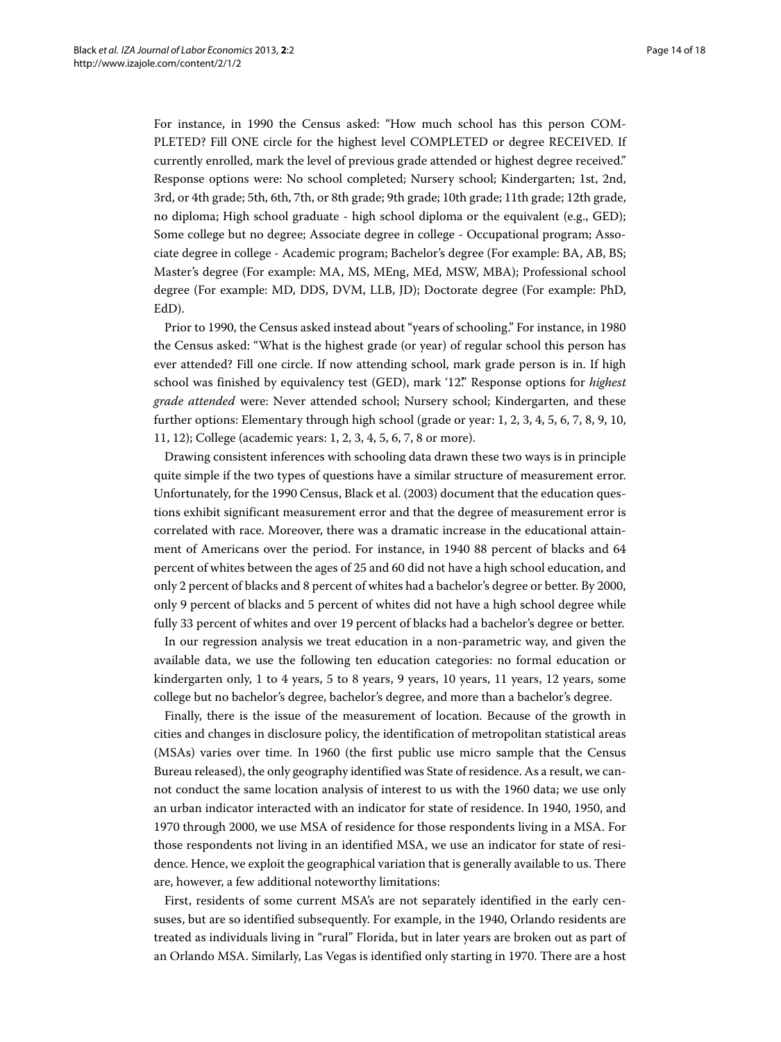For instance, in 1990 the Census asked: "How much school has this person COMPLETED? Fill ONE circle for the highest level COMPLETED or degree RECEIVED. If currently enrolled, mark the level of previous grade attended or highest degree received." Response options were: No school completed; Nursery school; Kindergarten; 1st, 2nd, 3rd, or 4th grade; 5th, 6th, 7th, or 8th grade; 9th grade; 10th grade; 11th grade; 12th grade, no diploma; High school graduate - high school diploma or the equivalent (e.g., GED); Some college but no degree; Associate degree in college - Occupational program; Associate degree in college - Academic program; Bachelor's degree (For example: BA, AB, BS; Master's degree (For example: MA, MS, MEng, MEd, MSW, MBA); Professional school degree (For example: MD, DDS, DVM, LLB, JD); Doctorate degree (For example: PhD, EdD).

Prior to 1990, the Census asked instead about "years of schooling." For instance, in 1980 the Census asked: "What is the highest grade (or year) of regular school this person has ever attended? Fill one circle. If now attending school, mark grade person is in. If high school was finished by equivalency test (GED), mark '12'." Response options for *highest grade attended* were: Never attended school; Nursery school; Kindergarten, and these further options: Elementary through high school (grade or year: 1, 2, 3, 4, 5, 6, 7, 8, 9, 10, 11, 12); College (academic years: 1, 2, 3, 4, 5, 6, 7, 8 or more).

Drawing consistent inferences with schooling data drawn these two ways is in principle quite simple if the two types of questions have a similar structure of measurement error. Unfortunately, for the 1990 Census, Black et al. (2003) document that the education questions exhibit significant measurement error and that the degree of measurement error is correlated with race. Moreover, there was a dramatic increase in the educational attainment of Americans over the period. For instance, in 1940 88 percent of blacks and 64 percent of whites between the ages of 25 and 60 did not have a high school education, and only 2 percent of blacks and 8 percent of whites had a bachelor's degree or better. By 2000, only 9 percent of blacks and 5 percent of whites did not have a high school degree while fully 33 percent of whites and over 19 percent of blacks had a bachelor's degree or better.

In our regression analysis we treat education in a non-parametric way, and given the available data, we use the following ten education categories: no formal education or kindergarten only, 1 to 4 years, 5 to 8 years, 9 years, 10 years, 11 years, 12 years, some college but no bachelor's degree, bachelor's degree, and more than a bachelor's degree.

Finally, there is the issue of the measurement of location. Because of the growth in cities and changes in disclosure policy, the identification of metropolitan statistical areas (MSAs) varies over time. In 1960 (the first public use micro sample that the Census Bureau released), the only geography identified was State of residence. As a result, we cannot conduct the same location analysis of interest to us with the 1960 data; we use only an urban indicator interacted with an indicator for state of residence. In 1940, 1950, and 1970 through 2000, we use MSA of residence for those respondents living in a MSA. For those respondents not living in an identified MSA, we use an indicator for state of residence. Hence, we exploit the geographical variation that is generally available to us. There are, however, a few additional noteworthy limitations:

First, residents of some current MSA's are not separately identified in the early censuses, but are so identified subsequently. For example, in the 1940, Orlando residents are treated as individuals living in "rural" Florida, but in later years are broken out as part of an Orlando MSA. Similarly, Las Vegas is identified only starting in 1970. There are a host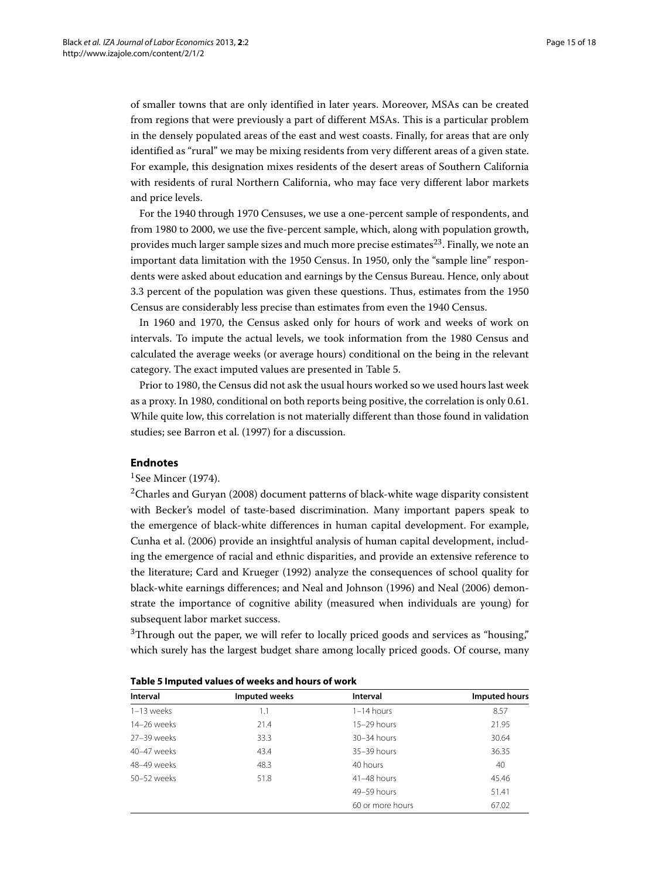of smaller towns that are only identified in later years. Moreover, MSAs can be created from regions that were previously a part of different MSAs. This is a particular problem in the densely populated areas of the east and west coasts. Finally, for areas that are only identified as "rural" we may be mixing residents from very different areas of a given state. For example, this designation mixes residents of the desert areas of Southern California with residents of rural Northern California, who may face very different labor markets and price levels.

For the 1940 through 1970 Censuses, we use a one-percent sample of respondents, and from 1980 to 2000, we use the five-percent sample, which, along with population growth, provides much larger sample sizes and much more precise estimates[23]. Finally, we note an important data limitation with the 1950 Census. In 1950, only the "sample line" respondents were asked about education and earnings by the Census Bureau. Hence, only about 3.3 percent of the population was given these questions. Thus, estimates from the 1950 Census are considerably less precise than estimates from even the 1940 Census.

In 1960 and 1970, the Census asked only for hours of work and weeks of work on intervals. To impute the actual levels, we took information from the 1980 Census and calculated the average weeks (or average hours) conditional on the being in the relevant category. The exact imputed values are presented in Table 5.

Prior to 1980, the Census did not ask the usual hours worked so we used hours last week as a proxy. In 1980, conditional on both reports being positive, the correlation is only 0.61. While quite low, this correlation is not materially different than those found in validation studies; see Barron et al. (1997) for a discussion.

## Endnotes

[1]See Mincer (1974).

[2]Charles and Guryan (2008) document patterns of black-white wage disparity consistent with Becker's model of taste-based discrimination. Many important papers speak to the emergence of black-white differences in human capital development. For example, Cunha et al. (2006) provide an insightful analysis of human capital development, including the emergence of racial and ethnic disparities, and provide an extensive reference to the literature; Card and Krueger (1992) analyze the consequences of school quality for black-white earnings differences; and Neal and Johnson (1996) and Neal (2006) demonstrate the importance of cognitive ability (measured when individuals are young) for subsequent labor market success.

[3]Through out the paper, we will refer to locally priced goods and services as "housing," which surely has the largest budget share among locally priced goods. Of course, many

**Table 5 Imputed values of weeks and hours of work**

| Interval | Imputed weeks | Interval | Imputed hours |
|---|---|---|---|
| 1–13 weeks | 1.1 | 1–14 hours | 8.57 |
| 14–26 weeks | 21.4 | 15–29 hours | 21.95 |
| 27–39 weeks | 33.3 | 30–34 hours | 30.64 |
| 40–47 weeks | 43.4 | 35–39 hours | 36.35 |
| 48–49 weeks | 48.3 | 40 hours | 40 |
| 50–52 weeks | 51.8 | 41–48 hours | 45.46 |
| | | 49–59 hours | 51.41 |
| | | 60 or more hours | 67.02 |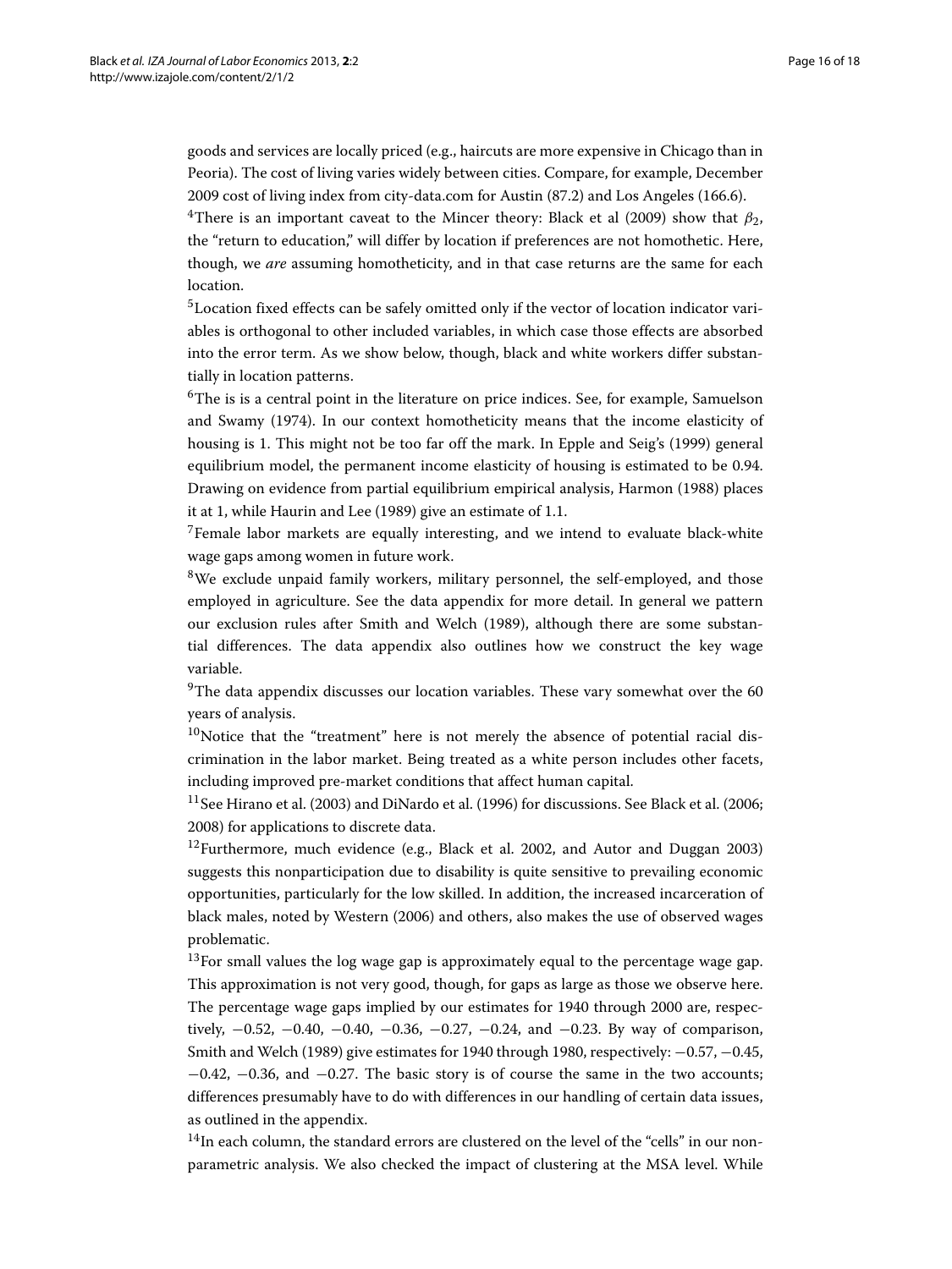goods and services are locally priced (e.g., haircuts are more expensive in Chicago than in Peoria). The cost of living varies widely between cities. Compare, for example, December 2009 cost of living index from city-data.com for Austin (87.2) and Los Angeles (166.6).

[4]There is an important caveat to the Mincer theory: Black et al (2009) show that $\beta_2$, the "return to education," will differ by location if preferences are not homothetic. Here, though, we *are* assuming homotheticity, and in that case returns are the same for each location.

[5]Location fixed effects can be safely omitted only if the vector of location indicator variables is orthogonal to other included variables, in which case those effects are absorbed into the error term. As we show below, though, black and white workers differ substantially in location patterns.

[6]The is is a central point in the literature on price indices. See, for example, Samuelson and Swamy (1974). In our context homotheticity means that the income elasticity of housing is 1. This might not be too far off the mark. In Epple and Seig's (1999) general equilibrium model, the permanent income elasticity of housing is estimated to be 0.94. Drawing on evidence from partial equilibrium empirical analysis, Harmon (1988) places it at 1, while Haurin and Lee (1989) give an estimate of 1.1.

[7]Female labor markets are equally interesting, and we intend to evaluate black-white wage gaps among women in future work.

[8]We exclude unpaid family workers, military personnel, the self-employed, and those employed in agriculture. See the data appendix for more detail. In general we pattern our exclusion rules after Smith and Welch (1989), although there are some substantial differences. The data appendix also outlines how we construct the key wage variable.

[9]The data appendix discusses our location variables. These vary somewhat over the 60 years of analysis.

[10]Notice that the "treatment" here is not merely the absence of potential racial discrimination in the labor market. Being treated as a white person includes other facets, including improved pre-market conditions that affect human capital.

[11]See Hirano et al. (2003) and DiNardo et al. (1996) for discussions. See Black et al. (2006; 2008) for applications to discrete data.

[12]Furthermore, much evidence (e.g., Black et al. 2002, and Autor and Duggan 2003) suggests this nonparticipation due to disability is quite sensitive to prevailing economic opportunities, particularly for the low skilled. In addition, the increased incarceration of black males, noted by Western (2006) and others, also makes the use of observed wages problematic.

[13]For small values the log wage gap is approximately equal to the percentage wage gap. This approximation is not very good, though, for gaps as large as those we observe here. The percentage wage gaps implied by our estimates for 1940 through 2000 are, respectively, −0.52, −0.40, −0.40, −0.36, −0.27, −0.24, and −0.23. By way of comparison, Smith and Welch (1989) give estimates for 1940 through 1980, respectively: −0.57, −0.45, −0.42, −0.36, and −0.27. The basic story is of course the same in the two accounts; differences presumably have to do with differences in our handling of certain data issues, as outlined in the appendix.

[14]In each column, the standard errors are clustered on the level of the "cells" in our nonparametric analysis. We also checked the impact of clustering at the MSA level. While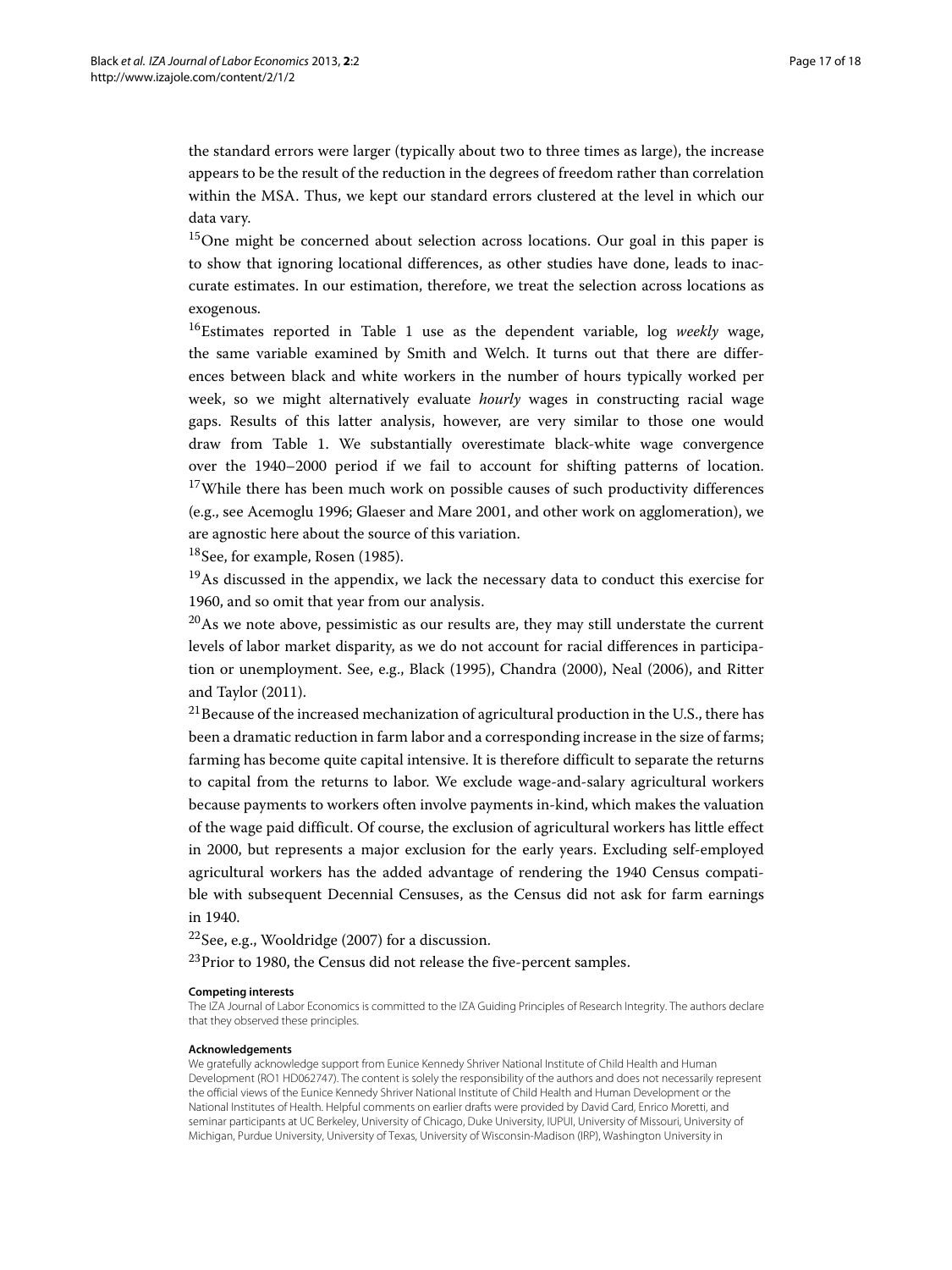the standard errors were larger (typically about two to three times as large), the increase appears to be the result of the reduction in the degrees of freedom rather than correlation within the MSA. Thus, we kept our standard errors clustered at the level in which our data vary.

[15]One might be concerned about selection across locations. Our goal in this paper is to show that ignoring locational differences, as other studies have done, leads to inaccurate estimates. In our estimation, therefore, we treat the selection across locations as exogenous.

[16]Estimates reported in Table 1 use as the dependent variable, log *weekly* wage, the same variable examined by Smith and Welch. It turns out that there are differences between black and white workers in the number of hours typically worked per week, so we might alternatively evaluate *hourly* wages in constructing racial wage gaps. Results of this latter analysis, however, are very similar to those one would draw from Table 1. We substantially overestimate black-white wage convergence over the 1940–2000 period if we fail to account for shifting patterns of location.

[17]While there has been much work on possible causes of such productivity differences (e.g., see Acemoglu 1996; Glaeser and Mare 2001, and other work on agglomeration), we are agnostic here about the source of this variation.

[18]See, for example, Rosen (1985).

[19]As discussed in the appendix, we lack the necessary data to conduct this exercise for 1960, and so omit that year from our analysis.

[20]As we note above, pessimistic as our results are, they may still understate the current levels of labor market disparity, as we do not account for racial differences in participation or unemployment. See, e.g., Black (1995), Chandra (2000), Neal (2006), and Ritter and Taylor (2011).

[21]Because of the increased mechanization of agricultural production in the U.S., there has been a dramatic reduction in farm labor and a corresponding increase in the size of farms; farming has become quite capital intensive. It is therefore difficult to separate the returns to capital from the returns to labor. We exclude wage-and-salary agricultural workers because payments to workers often involve payments in-kind, which makes the valuation of the wage paid difficult. Of course, the exclusion of agricultural workers has little effect in 2000, but represents a major exclusion for the early years. Excluding self-employed agricultural workers has the added advantage of rendering the 1940 Census compatible with subsequent Decennial Censuses, as the Census did not ask for farm earnings in 1940.

[22]See, e.g., Wooldridge (2007) for a discussion.

[23]Prior to 1980, the Census did not release the five-percent samples.

#### Competing interests

The IZA Journal of Labor Economics is committed to the IZA Guiding Principles of Research Integrity. The authors declare that they observed these principles.

#### Acknowledgements

We gratefully acknowledge support from Eunice Kennedy Shriver National Institute of Child Health and Human Development (RO1 HD062747). The content is solely the responsibility of the authors and does not necessarily represent the official views of the Eunice Kennedy Shriver National Institute of Child Health and Human Development or the National Institutes of Health. Helpful comments on earlier drafts were provided by David Card, Enrico Moretti, and seminar participants at UC Berkeley, University of Chicago, Duke University, IUPUI, University of Missouri, University of Michigan, Purdue University, University of Texas, University of Wisconsin-Madison (IRP), Washington University in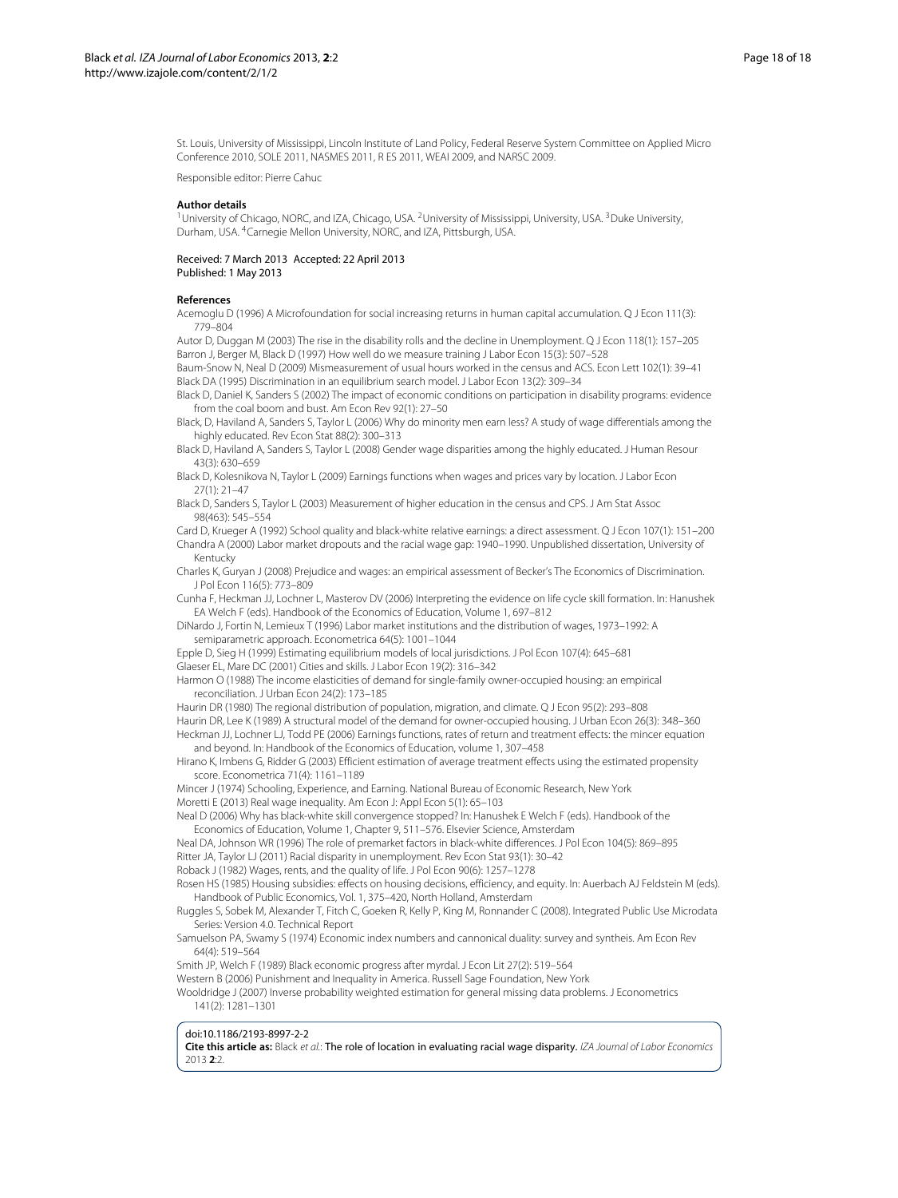St. Louis, University of Mississippi, Lincoln Institute of Land Policy, Federal Reserve System Committee on Applied Micro Conference 2010, SOLE 2011, NASMES 2011, R ES 2011, WEAI 2009, and NARSC 2009.

Responsible editor: Pierre Cahuc

**Author details**

[1]University of Chicago, NORC, and IZA, Chicago, USA. [2]University of Mississippi, University, USA. [3]Duke University, Durham, USA. [4]Carnegie Mellon University, NORC, and IZA, Pittsburgh, USA.

Received: 7 March 2013 Accepted: 22 April 2013
Published: 1 May 2013

**References**

Acemoglu D (1996) A Microfoundation for social increasing returns in human capital accumulation. Q J Econ 111(3): 779–804

Autor D, Duggan M (2003) The rise in the disability rolls and the decline in Unemployment. Q J Econ 118(1): 157–205

Barron J, Berger M, Black D (1997) How well do we measure training J Labor Econ 15(3): 507–528

Baum-Snow N, Neal D (2009) Mismeasurement of usual hours worked in the census and ACS. Econ Lett 102(1): 39–41

Black DA (1995) Discrimination in an equilibrium search model. J Labor Econ 13(2): 309–34

Black D, Daniel K, Sanders S (2002) The impact of economic conditions on participation in disability programs: evidence from the coal boom and bust. Am Econ Rev 92(1): 27–50

Black, D, Haviland A, Sanders S, Taylor L (2006) Why do minority men earn less? A study of wage differentials among the highly educated. Rev Econ Stat 88(2): 300–313

Black D, Haviland A, Sanders S, Taylor L (2008) Gender wage disparities among the highly educated. J Human Resour 43(3): 630–659

Black D, Kolesnikova N, Taylor L (2009) Earnings functions when wages and prices vary by location. J Labor Econ 27(1): 21–47

Black D, Sanders S, Taylor L (2003) Measurement of higher education in the census and CPS. J Am Stat Assoc 98(463): 545–554

Card D, Krueger A (1992) School quality and black-white relative earnings: a direct assessment. Q J Econ 107(1): 151–200

Chandra A (2000) Labor market dropouts and the racial wage gap: 1940–1990. Unpublished dissertation, University of Kentucky

Charles K, Guryan J (2008) Prejudice and wages: an empirical assessment of Becker's The Economics of Discrimination. J Pol Econ 116(5): 773–809

Cunha F, Heckman JJ, Lochner L, Masterov DV (2006) Interpreting the evidence on life cycle skill formation. In: Hanushek EA Welch F (eds). Handbook of the Economics of Education, Volume 1, 697–812

DiNardo J, Fortin N, Lemieux T (1996) Labor market institutions and the distribution of wages, 1973–1992: A semiparametric approach. Econometrica 64(5): 1001–1044

Epple D, Sieg H (1999) Estimating equilibrium models of local jurisdictions. J Pol Econ 107(4): 645–681

Glaeser EL, Mare DC (2001) Cities and skills. J Labor Econ 19(2): 316–342

Harmon O (1988) The income elasticities of demand for single-family owner-occupied housing: an empirical reconciliation. J Urban Econ 24(2): 173–185

Haurin DR (1980) The regional distribution of population, migration, and climate. Q J Econ 95(2): 293–808

Haurin DR, Lee K (1989) A structural model of the demand for owner-occupied housing. J Urban Econ 26(3): 348–360

Heckman JJ, Lochner LJ, Todd PE (2006) Earnings functions, rates of return and treatment effects: the mincer equation and beyond. In: Handbook of the Economics of Education, volume 1, 307–458

Hirano K, Imbens G, Ridder G (2003) Efficient estimation of average treatment effects using the estimated propensity score. Econometrica 71(4): 1161–1189

Mincer J (1974) Schooling, Experience, and Earning. National Bureau of Economic Research, New York

Moretti E (2013) Real wage inequality. Am Econ J: Appl Econ 5(1): 65–103

Neal D (2006) Why has black-white skill convergence stopped? In: Hanushek E Welch F (eds). Handbook of the Economics of Education, Volume 1, Chapter 9, 511–576. Elsevier Science, Amsterdam

Neal DA, Johnson WR (1996) The role of premarket factors in black-white differences. J Pol Econ 104(5): 869–895

Ritter JA, Taylor LJ (2011) Racial disparity in unemployment. Rev Econ Stat 93(1): 30–42

Roback J (1982) Wages, rents, and the quality of life. J Pol Econ 90(6): 1257–1278

Rosen HS (1985) Housing subsidies: effects on housing decisions, efficiency, and equity. In: Auerbach AJ Feldstein M (eds). Handbook of Public Economics, Vol. 1, 375–420, North Holland, Amsterdam

Ruggles S, Sobek M, Alexander T, Fitch C, Goeken R, Kelly P, King M, Ronnander C (2008). Integrated Public Use Microdata Series: Version 4.0. Technical Report

Samuelson PA, Swamy S (1974) Economic index numbers and cannonical duality: survey and syntheis. Am Econ Rev 64(4): 519–564

Smith JP, Welch F (1989) Black economic progress after myrdal. J Econ Lit 27(2): 519–564

Western B (2006) Punishment and Inequality in America. Russell Sage Foundation, New York

Wooldridge J (2007) Inverse probability weighted estimation for general missing data problems. J Econometrics 141(2): 1281–1301

doi:10.1186/2193-8997-2-2

**Cite this article as:** Black *et al.*: **The role of location in evaluating racial wage disparity.** *IZA Journal of Labor Economics* 2013 **2**:2.